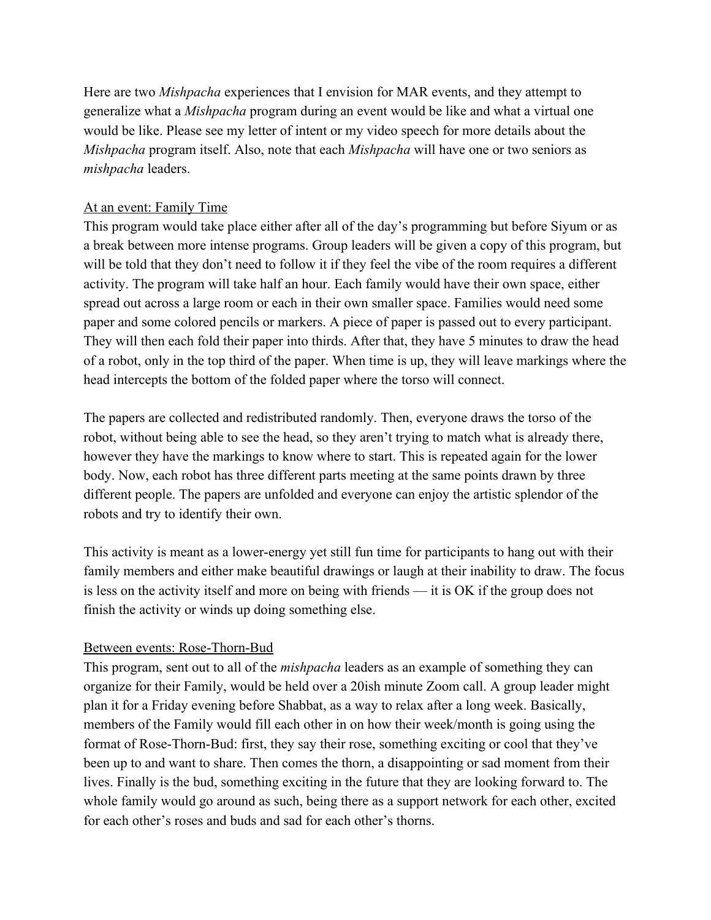Here are two *Mishpacha* experiences that I envision for MAR events, and they attempt to generalize what a *Mishpacha* program during an event would be like and what a virtual one would be like. Please see my letter of intent or my video speech for more details about the *Mishpacha* program itself. Also, note that each *Mishpacha* will have one or two seniors as *mishpacha* leaders.

<u>At an event: Family Time</u>

This program would take place either after all of the day's programming but before Siyum or as a break between more intense programs. Group leaders will be given a copy of this program, but will be told that they don't need to follow it if they feel the vibe of the room requires a different activity. The program will take half an hour. Each family would have their own space, either spread out across a large room or each in their own smaller space. Families would need some paper and some colored pencils or markers. A piece of paper is passed out to every participant. They will then each fold their paper into thirds. After that, they have 5 minutes to draw the head of a robot, only in the top third of the paper. When time is up, they will leave markings where the head intercepts the bottom of the folded paper where the torso will connect.

The papers are collected and redistributed randomly. Then, everyone draws the torso of the robot, without being able to see the head, so they aren't trying to match what is already there, however they have the markings to know where to start. This is repeated again for the lower body. Now, each robot has three different parts meeting at the same points drawn by three different people. The papers are unfolded and everyone can enjoy the artistic splendor of the robots and try to identify their own.

This activity is meant as a lower-energy yet still fun time for participants to hang out with their family members and either make beautiful drawings or laugh at their inability to draw. The focus is less on the activity itself and more on being with friends — it is OK if the group does not finish the activity or winds up doing something else.

<u>Between events: Rose-Thorn-Bud</u>

This program, sent out to all of the *mishpacha* leaders as an example of something they can organize for their Family, would be held over a 20ish minute Zoom call. A group leader might plan it for a Friday evening before Shabbat, as a way to relax after a long week. Basically, members of the Family would fill each other in on how their week/month is going using the format of Rose-Thorn-Bud: first, they say their rose, something exciting or cool that they've been up to and want to share. Then comes the thorn, a disappointing or sad moment from their lives. Finally is the bud, something exciting in the future that they are looking forward to. The whole family would go around as such, being there as a support network for each other, excited for each other's roses and buds and sad for each other's thorns.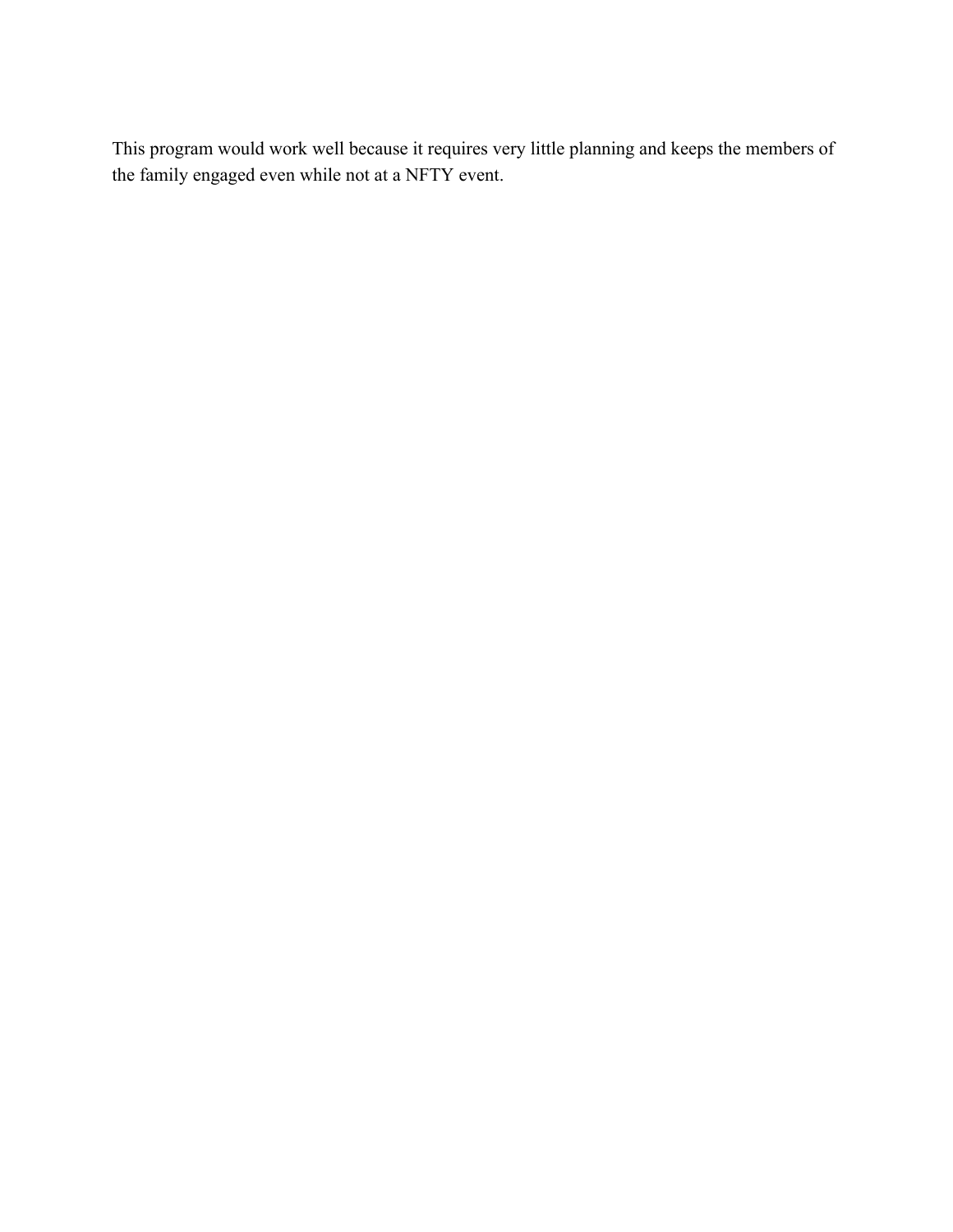This program would work well because it requires very little planning and keeps the members of the family engaged even while not at a NFTY event.